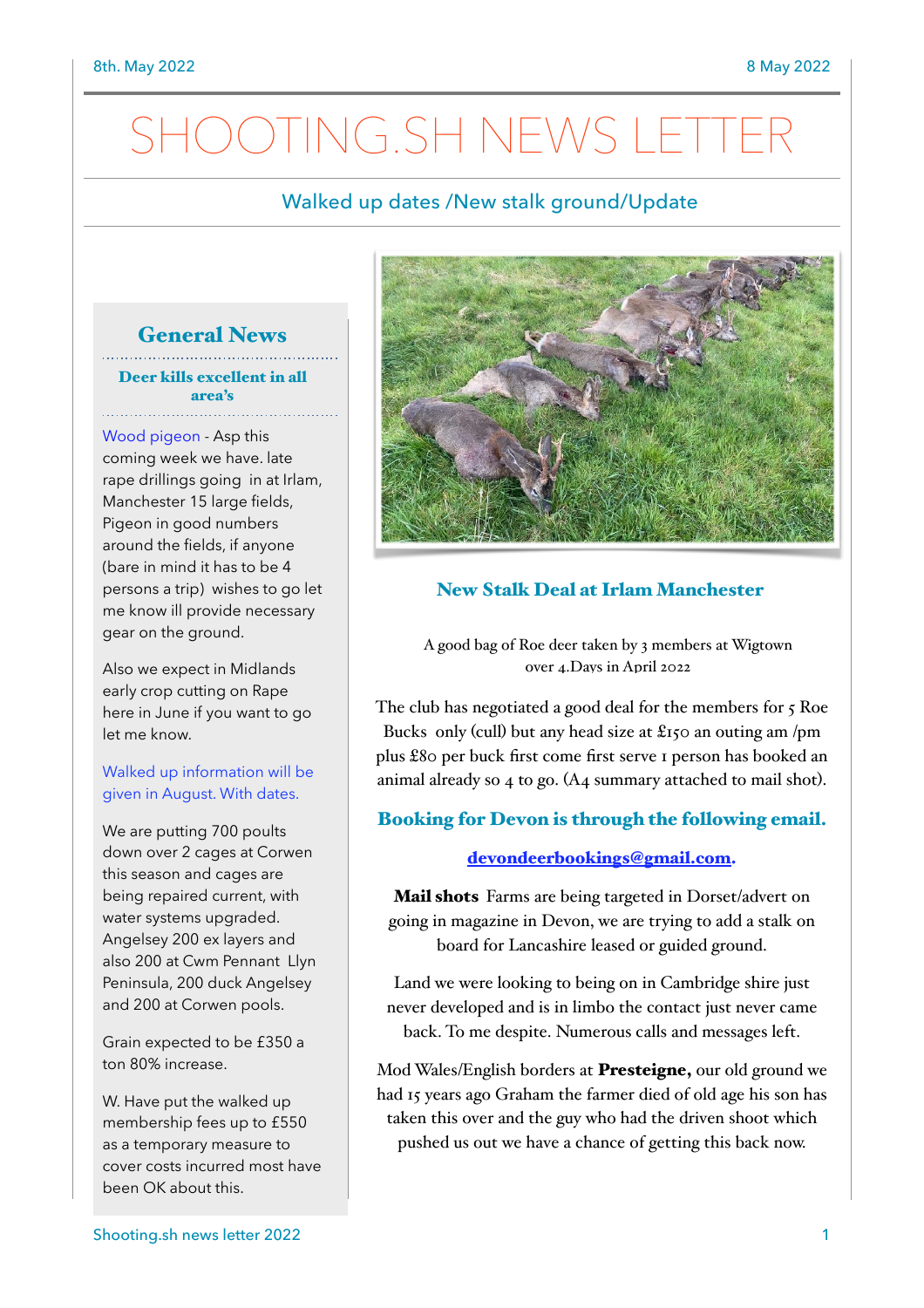# SHOOTING.SH NEWS LETTER

## Walked up dates /New stalk ground/Update

## General News

### Deer kills excellent in all area's

Wood pigeon - Asp this coming week we have. late rape drillings going in at Irlam, Manchester 15 large fields, Pigeon in good numbers around the fields, if anyone (bare in mind it has to be 4 persons a trip) wishes to go let me know ill provide necessary gear on the ground.

Also we expect in Midlands early crop cutting on Rape here in June if you want to go let me know.

Walked up information will be given in August. With dates.

We are putting 700 poults down over 2 cages at Corwen this season and cages are being repaired current, with water systems upgraded. Angelsey 200 ex layers and also 200 at Cwm Pennant Llyn Peninsula, 200 duck Angelsey and 200 at Corwen pools.

Grain expected to be £350 a ton 80% increase.

W. Have put the walked up membership fees up to £550 as a temporary measure to cover costs incurred most have been OK about this.

### New Stalk Deal at Irlam Manchester

A good bag of Roe deer taken by 3 members at Wigtown over 4.Days in April 2022

The club has negotiated a good deal for the members for 5 Roe Bucks only (cull) but any head size at £150 an outing am /pm plus £80 per buck first come first serve 1 person has booked an animal already so 4 to go. (A4 summary attached to mail shot).

### Booking for Devon is through the following email.

**devondeerbookings@gmail.com.**

**Mail shots** Farms are being targeted in Dorset/advert on going in magazine in Devon, we are trying to add a stalk on board for Lancashire leased or guided ground.

Land we were looking to being on in Cambridge shire just never developed and is in limbo the contact just never came back. To me despite. Numerous calls and messages left.

Mod Wales/English borders at **Presteigne,** our old ground we had 15 years ago Graham the farmer died of old age his son has taken this over and the guy who had the driven shoot which pushed us out we have a chance of getting this back now.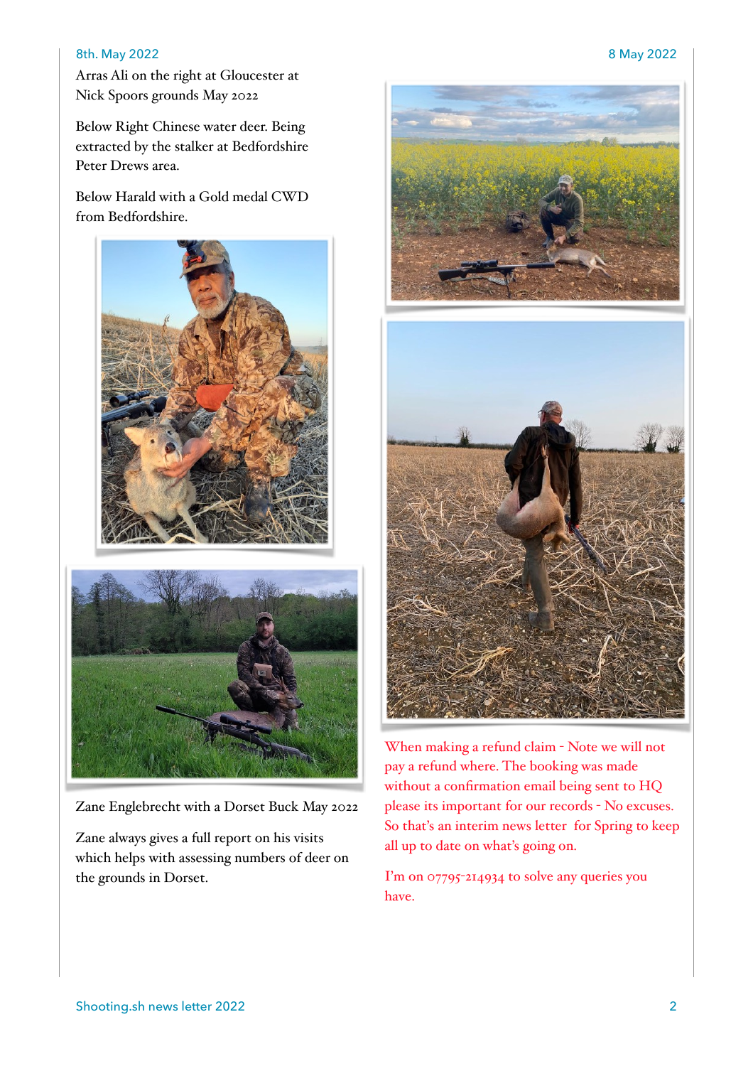8th. May 2022

Arras Ali on the right at Gloucester at Nick Spoors grounds May 2022

Below Right Chinese water deer. Being extracted by the stalker at Bedfordshire Peter Drews area.

Below Harald with a Gold medal CWD from Bedfordshire.

Zane Englebrecht with a Dorset Buck May 2022

Zane always gives a full report on his visits which helps with assessing numbers of deer on the grounds in Dorset.

8 May 2022

When making a refund claim - Note we will not pay a refund where. The booking was made without a confirmation email being sent to HQ please its important for our records - No excuses. So that's an interim news letter for Spring to keep all up to date on what's going on.

I'm on 07795-214934 to solve any queries you have.